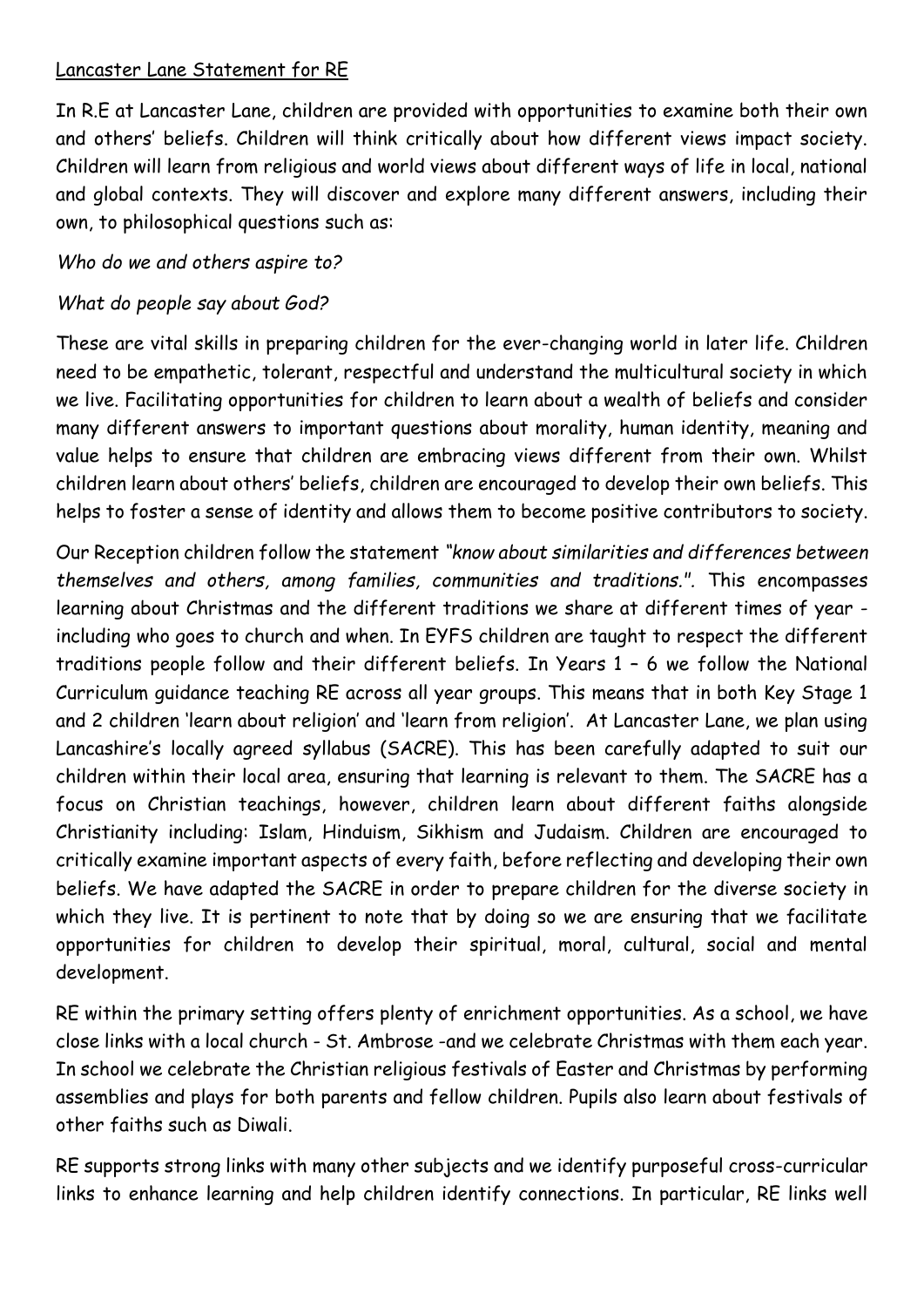## Lancaster Lane Statement for RE

In R.E at Lancaster Lane, children are provided with opportunities to examine both their own and others' beliefs. Children will think critically about how different views impact society. Children will learn from religious and world views about different ways of life in local, national and global contexts. They will discover and explore many different answers, including their own, to philosophical questions such as:

*Who do we and others aspire to?*

*What do people say about God?*

These are vital skills in preparing children for the ever-changing world in later life. Children need to be empathetic, tolerant, respectful and understand the multicultural society in which we live. Facilitating opportunities for children to learn about a wealth of beliefs and consider many different answers to important questions about morality, human identity, meaning and value helps to ensure that children are embracing views different from their own. Whilst children learn about others' beliefs, children are encouraged to develop their own beliefs. This helps to foster a sense of identity and allows them to become positive contributors to society.

Our Reception children follow the statement *"know about similarities and differences between themselves and others, among families, communities and traditions."*. This encompasses learning about Christmas and the different traditions we share at different times of year - including who goes to church and when. In EYFS children are taught to respect the different traditions people follow and their different beliefs. In Years 1 – 6 we follow the National Curriculum guidance teaching RE across all year groups. This means that in both Key Stage 1 and 2 children 'learn about religion' and 'learn from religion'. At Lancaster Lane, we plan using Lancashire's locally agreed syllabus (SACRE). This has been carefully adapted to suit our children within their local area, ensuring that learning is relevant to them. The SACRE has a focus on Christian teachings, however, children learn about different faiths alongside Christianity including: Islam, Hinduism, Sikhism and Judaism. Children are encouraged to critically examine important aspects of every faith, before reflecting and developing their own beliefs. We have adapted the SACRE in order to prepare children for the diverse society in which they live. It is pertinent to note that by doing so we are ensuring that we facilitate opportunities for children to develop their spiritual, moral, cultural, social and mental development.

RE within the primary setting offers plenty of enrichment opportunities. As a school, we have close links with a local church - St. Ambrose -and we celebrate Christmas with them each year. In school we celebrate the Christian religious festivals of Easter and Christmas by performing assemblies and plays for both parents and fellow children. Pupils also learn about festivals of other faiths such as Diwali.

RE supports strong links with many other subjects and we identify purposeful cross-curricular links to enhance learning and help children identify connections. In particular, RE links well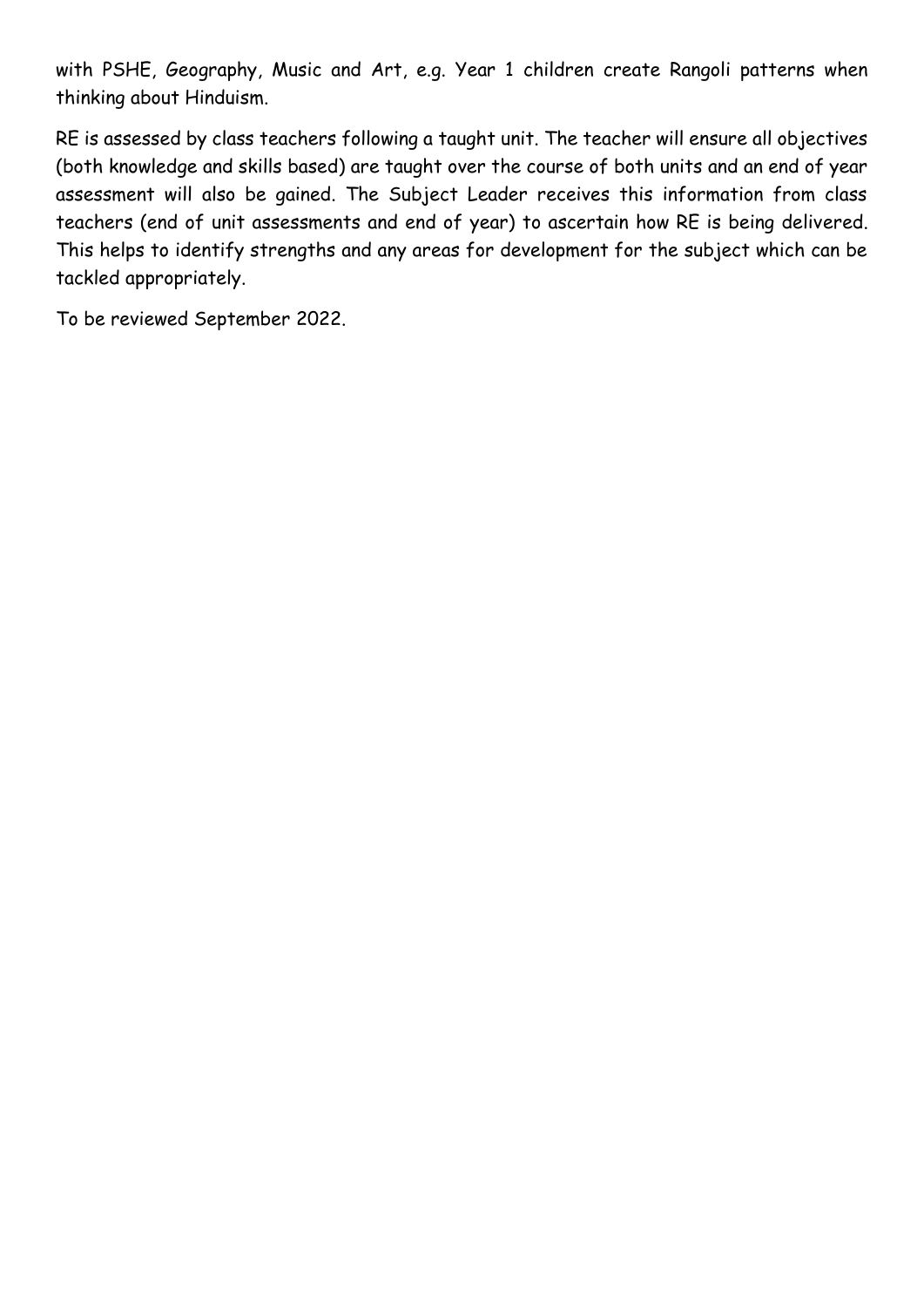with PSHE, Geography, Music and Art, e.g. Year 1 children create Rangoli patterns when thinking about Hinduism.

RE is assessed by class teachers following a taught unit. The teacher will ensure all objectives (both knowledge and skills based) are taught over the course of both units and an end of year assessment will also be gained. The Subject Leader receives this information from class teachers (end of unit assessments and end of year) to ascertain how RE is being delivered. This helps to identify strengths and any areas for development for the subject which can be tackled appropriately.

To be reviewed September 2022.